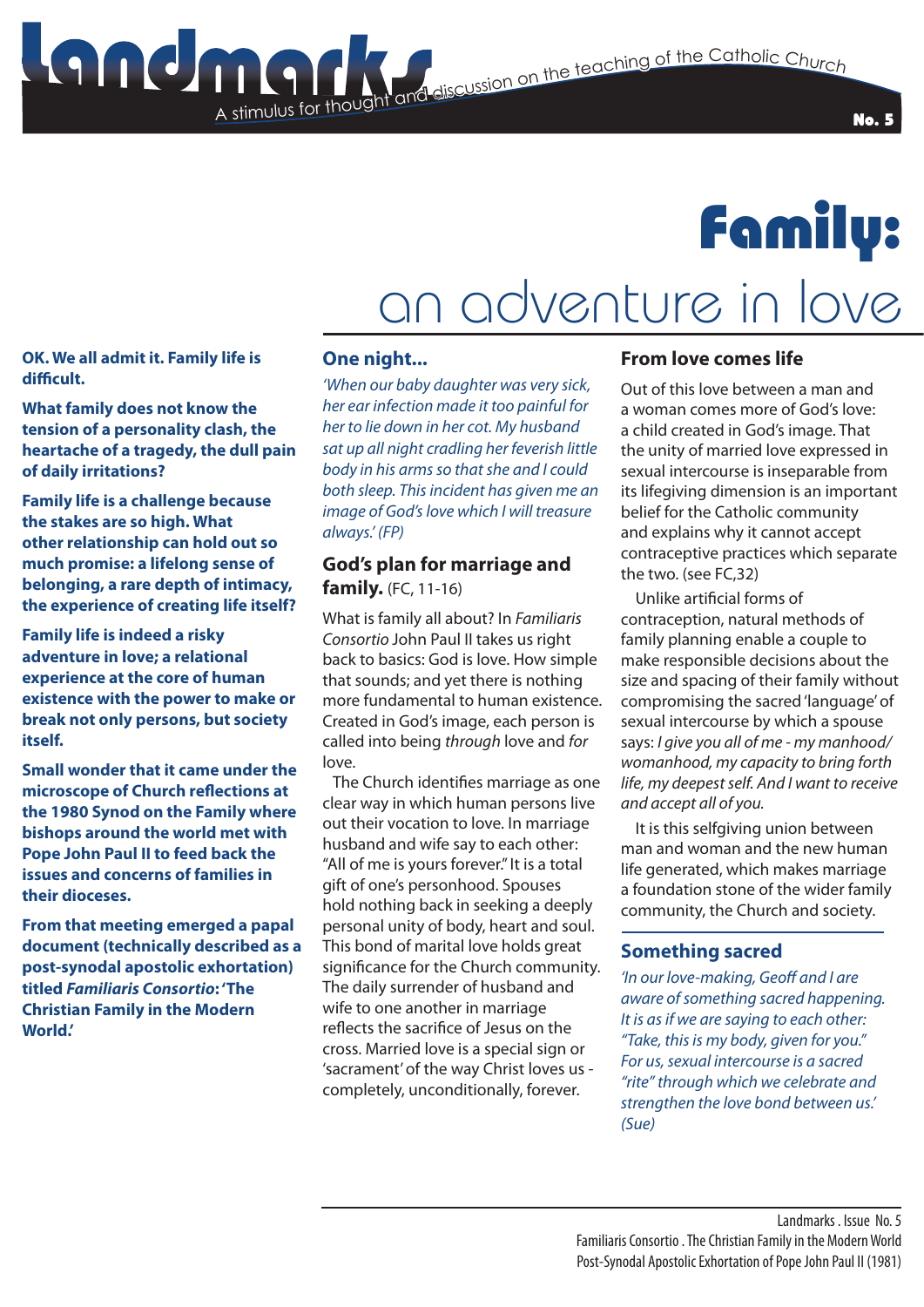# Landmarks

A stimulus for thought and discussion on the teaching of the Catholic Church

No. 5

# Family: an adventure in love

**OK. We all admit it. Family life is difficult.**

**What family does not know the tension of a personality clash, the heartache of a tragedy, the dull pain of daily irritations?**

**Family life is a challenge because the stakes are so high. What other relationship can hold out so much promise: a lifelong sense of belonging, a rare depth of intimacy, the experience of creating life itself?**

**Family life is indeed a risky adventure in love; a relational experience at the core of human existence with the power to make or break not only persons, but society itself.**

**Small wonder that it came under the microscope of Church reflections at the 1980 Synod on the Family where bishops around the world met with Pope John Paul II to feed back the issues and concerns of families in their dioceses.**

**From that meeting emerged a papal document (technically described as a post-synodal apostolic exhortation) titled *Familiaris Consortio*: 'The Christian Family in the Modern World.'**

## One night...

*'When our baby daughter was very sick, her ear infection made it too painful for her to lie down in her cot. My husband sat up all night cradling her feverish little body in his arms so that she and I could both sleep. This incident has given me an image of God's love which I will treasure always.' (FP)*

## God's plan for marriage and family. (FC, 11-16)

What is family all about? In *Familiaris Consortio* John Paul II takes us right back to basics: God is love. How simple that sounds; and yet there is nothing more fundamental to human existence. Created in God's image, each person is called into being *through* love and *for* love.

The Church identifies marriage as one clear way in which human persons live out their vocation to love. In marriage husband and wife say to each other: "All of me is yours forever." It is a total gift of one's personhood. Spouses hold nothing back in seeking a deeply personal unity of body, heart and soul. This bond of marital love holds great significance for the Church community. The daily surrender of husband and wife to one another in marriage reflects the sacrifice of Jesus on the cross. Married love is a special sign or 'sacrament' of the way Christ loves us - completely, unconditionally, forever.

## From love comes life

Out of this love between a man and a woman comes more of God's love: a child created in God's image. That the unity of married love expressed in sexual intercourse is inseparable from its lifegiving dimension is an important belief for the Catholic community and explains why it cannot accept contraceptive practices which separate the two. (see FC,32)

Unlike artificial forms of contraception, natural methods of family planning enable a couple to make responsible decisions about the size and spacing of their family without compromising the sacred 'language' of sexual intercourse by which a spouse says: *I give you all of me - my manhood/ womanhood, my capacity to bring forth life, my deepest self. And I want to receive and accept all of you.*

It is this selfgiving union between man and woman and the new human life generated, which makes marriage a foundation stone of the wider family community, the Church and society.

## Something sacred

*'In our love-making, Geoff and I are aware of something sacred happening. It is as if we are saying to each other: "Take, this is my body, given for you." For us, sexual intercourse is a sacred "rite" through which we celebrate and strengthen the love bond between us.' (Sue)*

Landmarks . Issue No. 5
Familiaris Consortio . The Christian Family in the Modern World
Post-Synodal Apostolic Exhortation of Pope John Paul II (1981)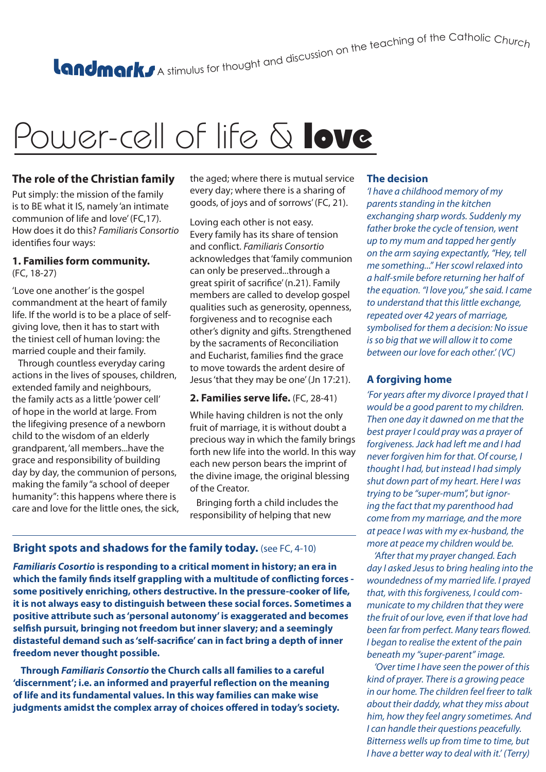**Landmarks** A stimulus for thought and discussion on the teaching of the Catholic Church

# Power-cell of life & **love**

## The role of the Christian family

Put simply: the mission of the family is to BE what it IS, namely 'an intimate communion of life and love' (FC,17). How does it do this? *Familiaris Consortio* identifies four ways:

### 1. Families form community. (FC, 18-27)

'Love one another' is the gospel commandment at the heart of family life. If the world is to be a place of self-giving love, then it has to start with the tiniest cell of human loving: the married couple and their family.

Through countless everyday caring actions in the lives of spouses, children, extended family and neighbours, the family acts as a little 'power cell' of hope in the world at large. From the lifegiving presence of a newborn child to the wisdom of an elderly grandparent, 'all members...have the grace and responsibility of building day by day, the communion of persons, making the family "a school of deeper humanity": this happens where there is care and love for the little ones, the sick, the aged; where there is mutual service every day; where there is a sharing of goods, of joys and of sorrows' (FC, 21).

Loving each other is not easy. Every family has its share of tension and conflict. *Familiaris Consortio* acknowledges that 'family communion can only be preserved...through a great spirit of sacrifice' (n.21). Family members are called to develop gospel qualities such as generosity, openness, forgiveness and to recognise each other's dignity and gifts. Strengthened by the sacraments of Reconciliation and Eucharist, families find the grace to move towards the ardent desire of Jesus 'that they may be one' (Jn 17:21).

### 2. Families serve life. (FC, 28-41)

While having children is not the only fruit of marriage, it is without doubt a precious way in which the family brings forth new life into the world. In this way each new person bears the imprint of the divine image, the original blessing of the Creator.

Bringing forth a child includes the responsibility of helping that new

## Bright spots and shadows for the family today. (see FC, 4-10)

***Familiaris Cosortio* is responding to a critical moment in history; an era in which the family finds itself grappling with a multitude of conflicting forces - some positively enriching, others destructive. In the pressure-cooker of life, it is not always easy to distinguish between these social forces. Sometimes a positive attribute such as 'personal autonomy' is exaggerated and becomes selfish pursuit, bringing not freedom but inner slavery; and a seemingly distasteful demand such as 'self-sacrifice' can in fact bring a depth of inner freedom never thought possible.**

**Through *Familiaris Consortio* the Church calls all families to a careful 'discernment'; i.e. an informed and prayerful reflection on the meaning of life and its fundamental values. In this way families can make wise judgments amidst the complex array of choices offered in today's society.**

## The decision

*'I have a childhood memory of my parents standing in the kitchen exchanging sharp words. Suddenly my father broke the cycle of tension, went up to my mum and tapped her gently on the arm saying expectantly, "Hey, tell me something..." Her scowl relaxed into a half-smile before returning her half of the equation. "I love you," she said. I came to understand that this little exchange, repeated over 42 years of marriage, symbolised for them a decision: No issue is so big that we will allow it to come between our love for each other.' (VC)*

## A forgiving home

*'For years after my divorce I prayed that I would be a good parent to my children. Then one day it dawned on me that the best prayer I could pray was a prayer of forgiveness. Jack had left me and I had never forgiven him for that. Of course, I thought I had, but instead I had simply shut down part of my heart. Here I was trying to be "super-mum", but ignoring the fact that my parenthood had come from my marriage, and the more at peace I was with my ex-husband, the more at peace my children would be.*

*'After that my prayer changed. Each day I asked Jesus to bring healing into the woundedness of my married life. I prayed that, with this forgiveness, I could communicate to my children that they were the fruit of our love, even if that love had been far from perfect. Many tears flowed. I began to realise the extent of the pain beneath my "super-parent" image.*

*'Over time I have seen the power of this kind of prayer. There is a growing peace in our home. The children feel freer to talk about their daddy, what they miss about him, how they feel angry sometimes. And I can handle their questions peacefully. Bitterness wells up from time to time, but I have a better way to deal with it.' (Terry)*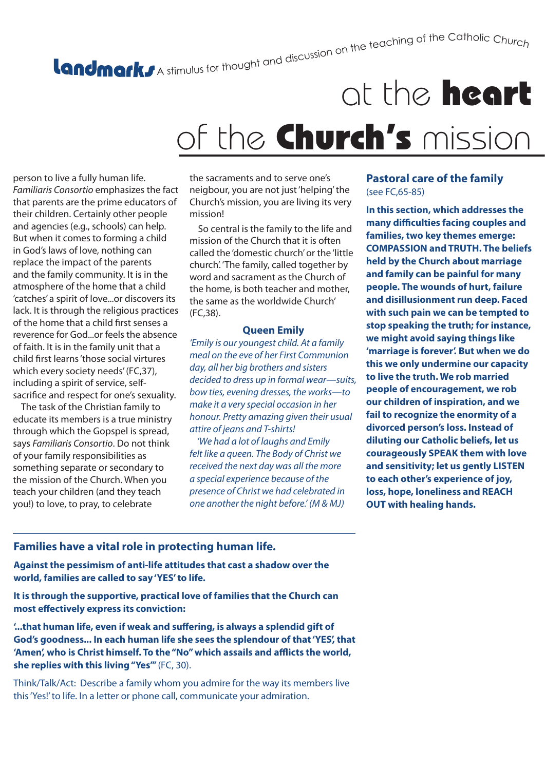**Landmarks** A stimulus for thought and discussion on the teaching of the Catholic Church

# at the **heart** of the **Church's** mission

person to live a fully human life. *Familiaris Consortio* emphasizes the fact that parents are the prime educators of their children. Certainly other people and agencies (e.g., schools) can help. But when it comes to forming a child in God's laws of love, nothing can replace the impact of the parents and the family community. It is in the atmosphere of the home that a child 'catches' a spirit of love...or discovers its lack. It is through the religious practices of the home that a child first senses a reverence for God...or feels the absence of faith. It is in the family unit that a child first learns 'those social virtues which every society needs' (FC,37), including a spirit of service, self-sacrifice and respect for one's sexuality.

The task of the Christian family to educate its members is a true ministry through which the Gopspel is spread, says *Familiaris Consortio*. Do not think of your family responsibilities as something separate or secondary to the mission of the Church. When you teach your children (and they teach you!) to love, to pray, to celebrate the sacraments and to serve one's neigbour, you are not just 'helping' the Church's mission, you are living its very mission!

So central is the family to the life and mission of the Church that it is often called the 'domestic church' or the 'little church'. 'The family, called together by word and sacrament as the Church of the home, is both teacher and mother, the same as the worldwide Church' (FC,38).

### Queen Emily

*'Emily is our youngest child. At a family meal on the eve of her First Communion day, all her big brothers and sisters decided to dress up in formal wear—suits, bow ties, evening dresses, the works—to make it a very special occasion in her honour. Pretty amazing given their usual attire of jeans and T-shirts!*

*'We had a lot of laughs and Emily felt like a queen. The Body of Christ we received the next day was all the more a special experience because of the presence of Christ we had celebrated in one another the night before.' (M & MJ)*

## Pastoral care of the family

(see FC,65-85)

**In this section, which addresses the many difficulties facing couples and families, two key themes emerge: COMPASSION and TRUTH. The beliefs held by the Church about marriage and family can be painful for many people. The wounds of hurt, failure and disillusionment run deep. Faced with such pain we can be tempted to stop speaking the truth; for instance, we might avoid saying things like 'marriage is forever'. But when we do this we only undermine our capacity to live the truth. We rob married people of encouragement, we rob our children of inspiration, and we fail to recognize the enormity of a divorced person's loss. Instead of diluting our Catholic beliefs, let us courageously SPEAK them with love and sensitivity; let us gently LISTEN to each other's experience of joy, loss, hope, loneliness and REACH OUT with healing hands.**

## Families have a vital role in protecting human life.

**Against the pessimism of anti-life attitudes that cast a shadow over the world, families are called to say 'YES' to life.**

**It is through the supportive, practical love of families that the Church can most effectively express its conviction:**

**'...that human life, even if weak and suffering, is always a splendid gift of God's goodness... In each human life she sees the splendour of that 'YES', that 'Amen', who is Christ himself. To the "No" which assails and afflicts the world, she replies with this living "Yes"'** (FC, 30).

Think/Talk/Act: Describe a family whom you admire for the way its members live this 'Yes!' to life. In a letter or phone call, communicate your admiration.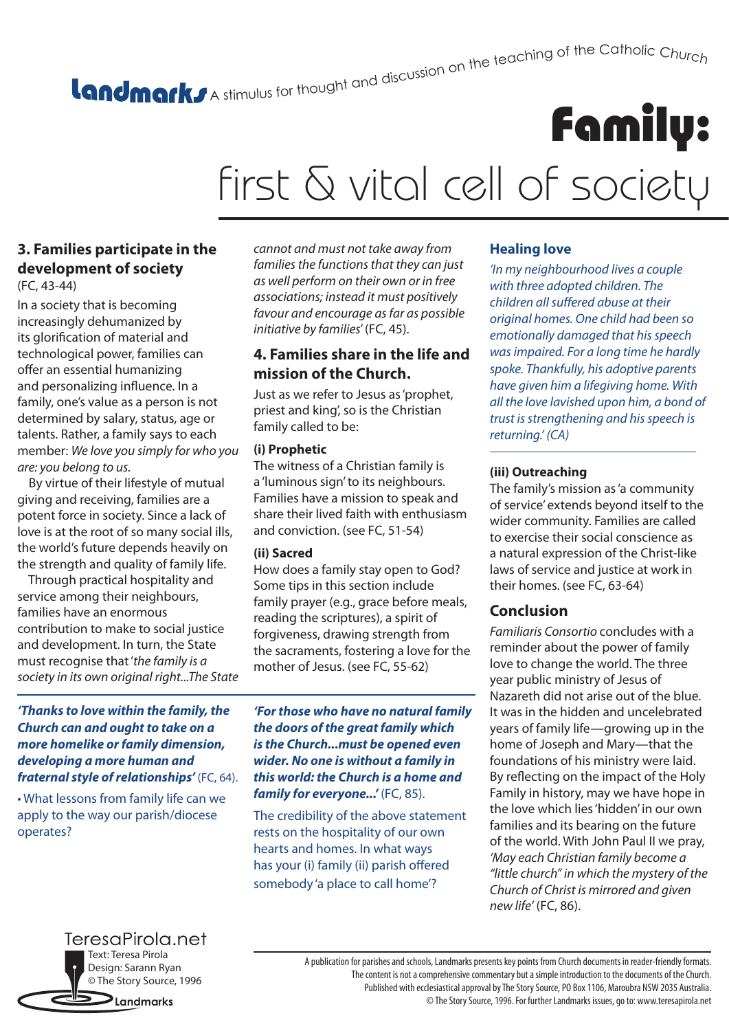**Landmarks** A stimulus for thought and discussion on the teaching of the Catholic Church

# Family: first & vital cell of society

## 3. Families participate in the development of society

(FC, 43-44)

In a society that is becoming increasingly dehumanized by its glorification of material and technological power, families can offer an essential humanizing and personalizing influence. In a family, one's value as a person is not determined by salary, status, age or talents. Rather, a family says to each member: *We love you simply for who you are: you belong to us.*

By virtue of their lifestyle of mutual giving and receiving, families are a potent force in society. Since a lack of love is at the root of so many social ills, the world's future depends heavily on the strength and quality of family life.

Through practical hospitality and service among their neighbours, families have an enormous contribution to make to social justice and development. In turn, the State must recognise that '*the family is a society in its own original right...The State cannot and must not take away from families the functions that they can just as well perform on their own or in free associations; instead it must positively favour and encourage as far as possible initiative by families*' (FC, 45).

## 4. Families share in the life and mission of the Church.

Just as we refer to Jesus as 'prophet, priest and king', so is the Christian family called to be:

### (i) Prophetic

The witness of a Christian family is a 'luminous sign' to its neighbours. Families have a mission to speak and share their lived faith with enthusiasm and conviction. (see FC, 51-54)

### (ii) Sacred

How does a family stay open to God? Some tips in this section include family prayer (e.g., grace before meals, reading the scriptures), a spirit of forgiveness, drawing strength from the sacraments, fostering a love for the mother of Jesus. (see FC, 55-62)

### Healing love

*'In my neighbourhood lives a couple with three adopted children. The children all suffered abuse at their original homes. One child had been so emotionally damaged that his speech was impaired. For a long time he hardly spoke. Thankfully, his adoptive parents have given him a lifegiving home. With all the love lavished upon him, a bond of trust is strengthening and his speech is returning.' (CA)*

### (iii) Outreaching

The family's mission as 'a community of service' extends beyond itself to the wider community. Families are called to exercise their social conscience as a natural expression of the Christ-like laws of service and justice at work in their homes. (see FC, 63-64)

## Conclusion

*Familiaris Consortio* concludes with a reminder about the power of family love to change the world. The three year public ministry of Jesus of Nazareth did not arise out of the blue. It was in the hidden and uncelebrated years of family life—growing up in the home of Joseph and Mary—that the foundations of his ministry were laid. By reflecting on the impact of the Holy Family in history, may we have hope in the love which lies 'hidden' in our own families and its bearing on the future of the world. With John Paul II we pray, *'May each Christian family become a "little church" in which the mystery of the Church of Christ is mirrored and given new life'* (FC, 86).

***'Thanks to love within the family, the Church can and ought to take on a more homelike or family dimension, developing a more human and fraternal style of relationships'*** (FC, 64).

- What lessons from family life can we apply to the way our parish/diocese operates?

***'For those who have no natural family the doors of the great family which is the Church...must be opened even wider. No one is without a family in this world: the Church is a home and family for everyone...'*** (FC, 85).

The credibility of the above statement rests on the hospitality of our own hearts and homes. In what ways has your (i) family (ii) parish offered somebody 'a place to call home'?

TeresaPirola.net
Text: Teresa Pirola
Design: Sarann Ryan
© The Story Source, 1996
Landmarks

A publication for parishes and schools, Landmarks presents key points from Church documents in reader-friendly formats. The content is not a comprehensive commentary but a simple introduction to the documents of the Church. Published with ecclesiastical approval by The Story Source, PO Box 1106, Maroubra NSW 2035 Australia. © The Story Source, 1996. For further Landmarks issues, go to: www.teresapirola.net